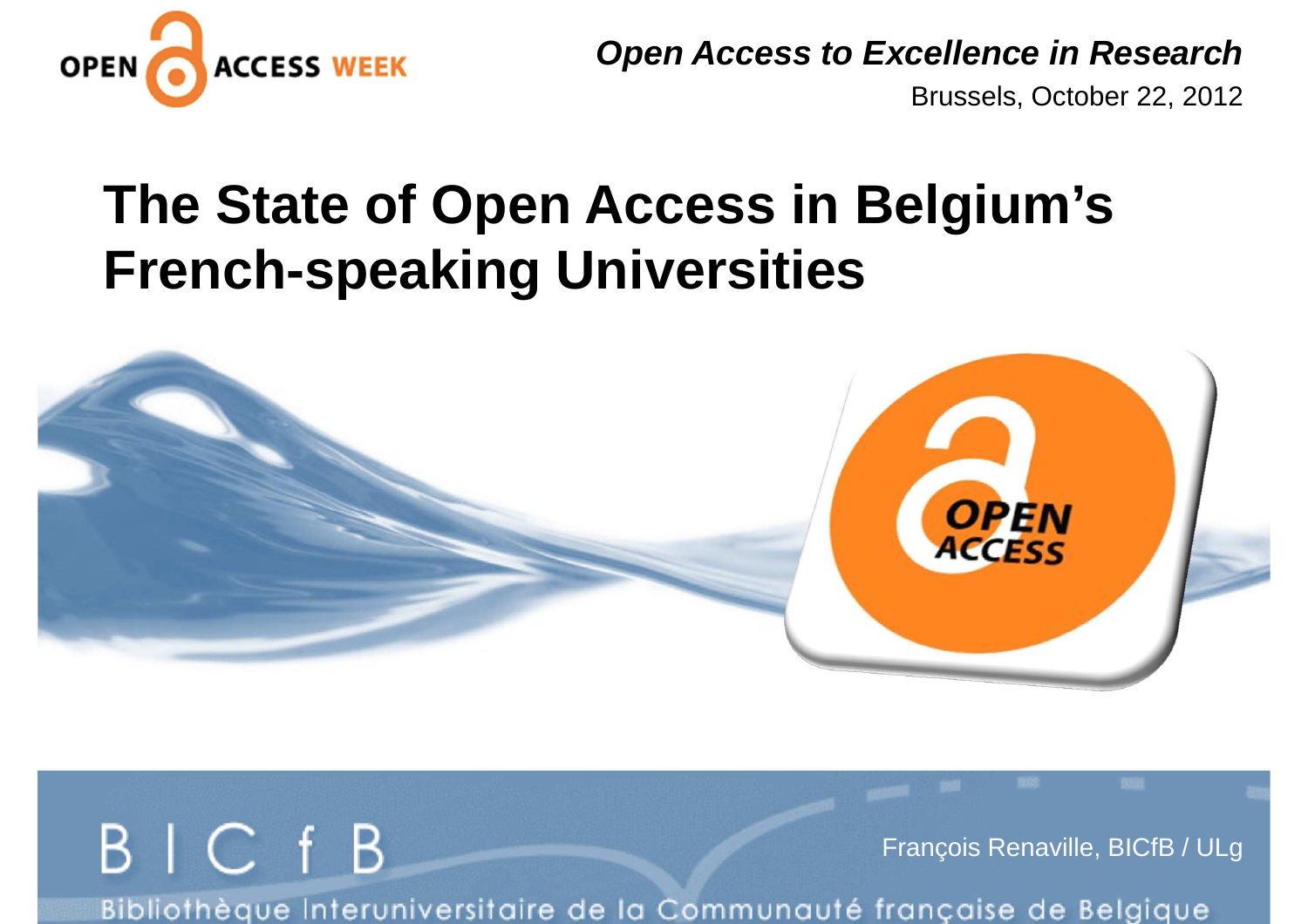OPEN ACCESS WEEK

*Open Access to Excellence in Research*

Brussels, October 22, 2012

# The State of Open Access in Belgium's French-speaking Universities

BICfB

Bibliothèque Interuniversitaire de la Communauté française de Belgique

François Renaville, BICfB / ULg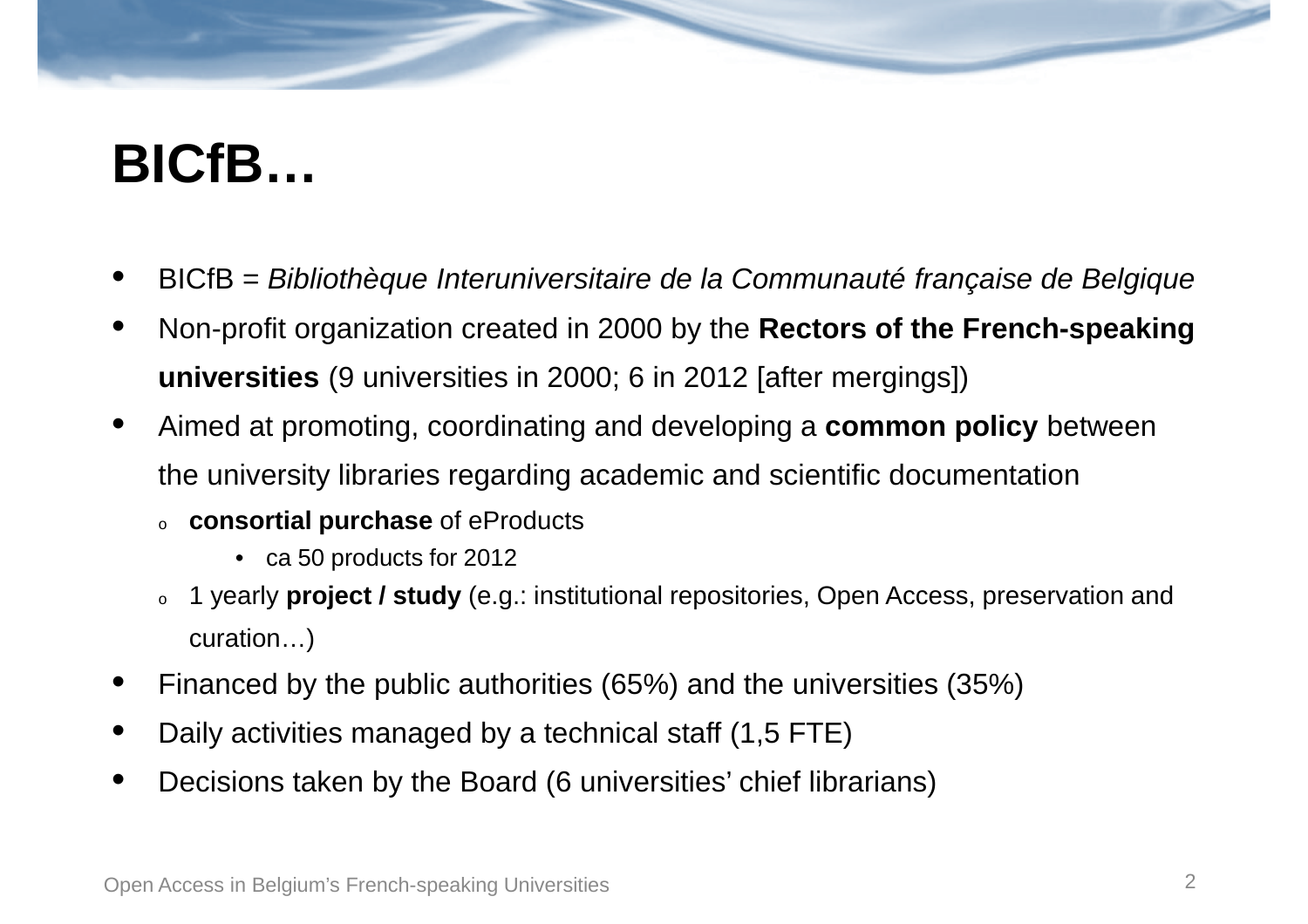# BICfB…

- BICfB = *Bibliothèque Interuniversitaire de la Communauté française de Belgique*
- Non-profit organization created in 2000 by the **Rectors of the French-speaking universities** (9 universities in 2000; 6 in 2012 [after mergings])
- Aimed at promoting, coordinating and developing a **common policy** between the university libraries regarding academic and scientific documentation
  - **consortial purchase** of eProducts
    - ca 50 products for 2012
  - 1 yearly **project / study** (e.g.: institutional repositories, Open Access, preservation and curation…)
- Financed by the public authorities (65%) and the universities (35%)
- Daily activities managed by a technical staff (1,5 FTE)
- Decisions taken by the Board (6 universities' chief librarians)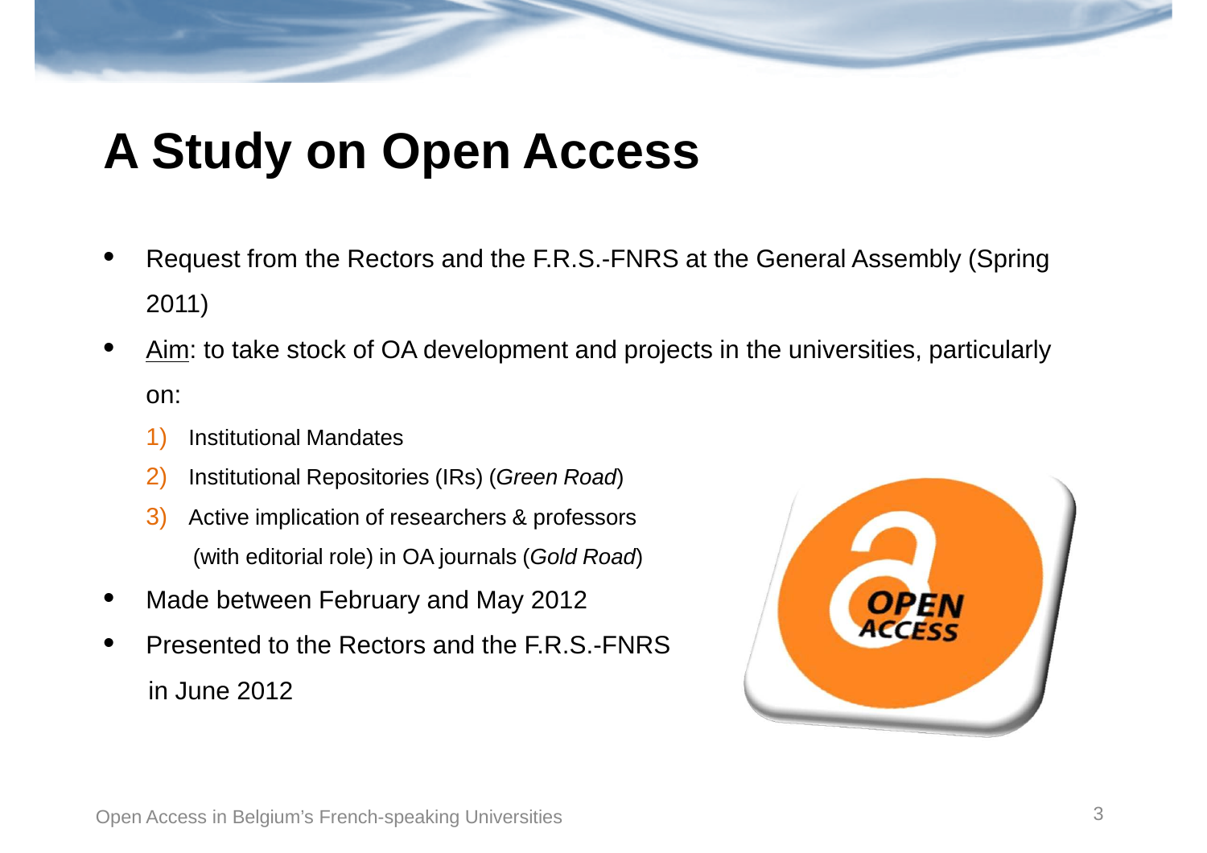# A Study on Open Access

- Request from the Rectors and the F.R.S.-FNRS at the General Assembly (Spring 2011)
- Aim: to take stock of OA development and projects in the universities, particularly on:
  1) Institutional Mandates
  2) Institutional Repositories (IRs) (*Green Road*)
  3) Active implication of researchers & professors (with editorial role) in OA journals (*Gold Road*)
- Made between February and May 2012
- Presented to the Rectors and the F.R.S.-FNRS in June 2012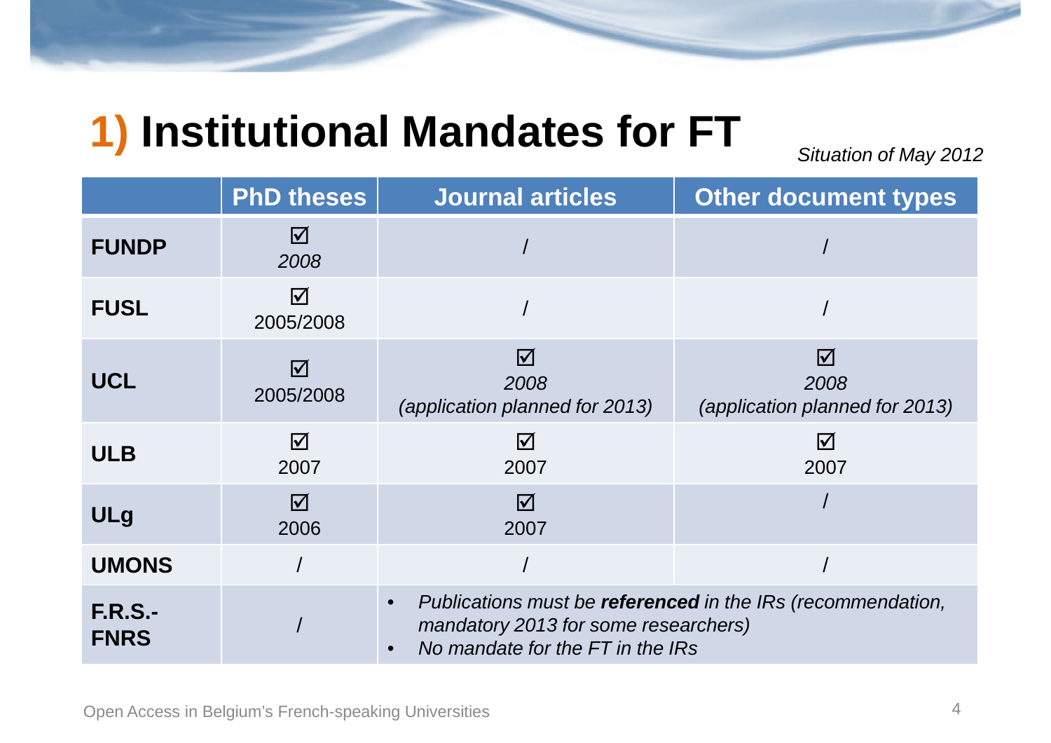# 1) Institutional Mandates for FT

*Situation of May 2012*

| | PhD theses | Journal articles | Other document types |
|---|---|---|---|
| **FUNDP** | ☑ *2008* | / | / |
| **FUSL** | ☑ 2005/2008 | / | / |
| **UCL** | ☑ 2005/2008 | ☑ *2008* *(application planned for 2013)* | ☑ *2008* *(application planned for 2013)* |
| **ULB** | ☑ 2007 | ☑ 2007 | ☑ 2007 |
| **ULg** | ☑ 2006 | ☑ 2007 | / |
| **UMONS** | / | / | / |
| **F.R.S.-FNRS** | / | • *Publications must be **referenced** in the IRs (recommendation, mandatory 2013 for some researchers)* • *No mandate for the FT in the IRs* | |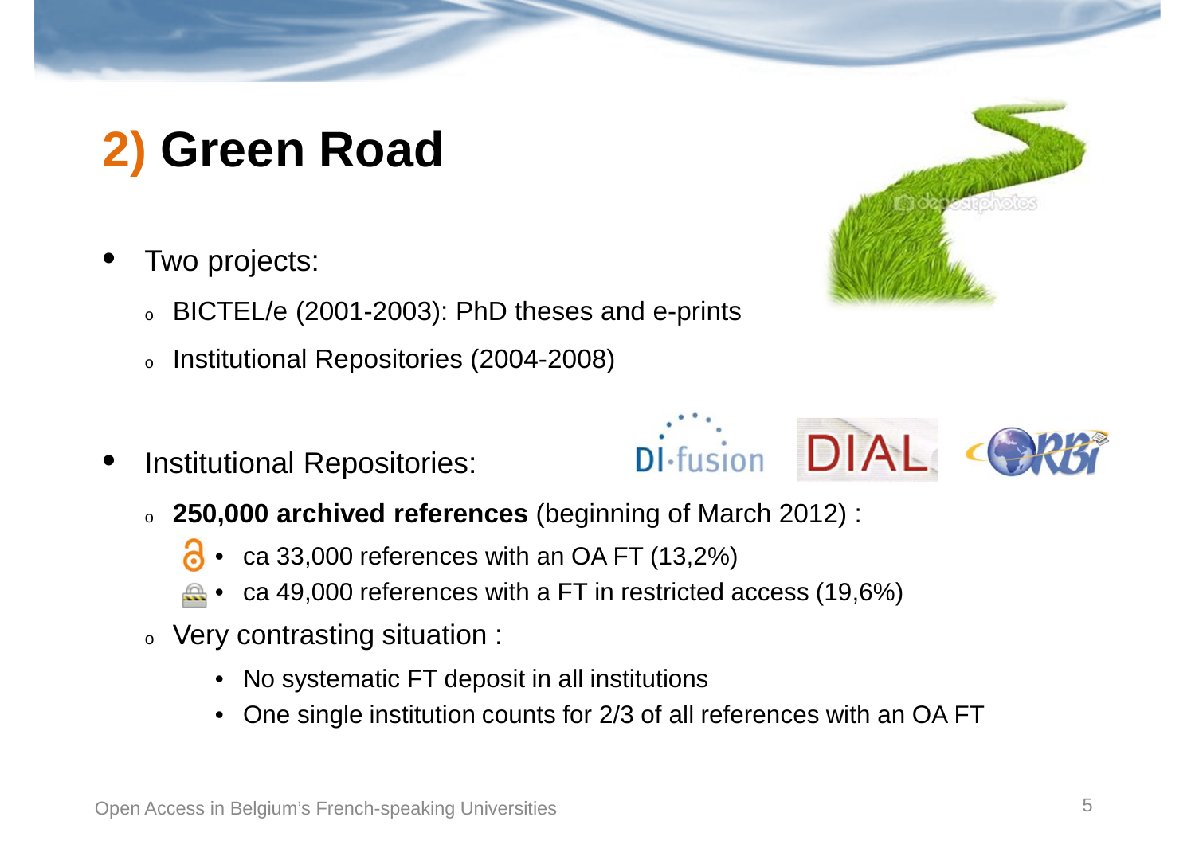# 2) Green Road

- Two projects:
  - BICTEL/e (2001-2003): PhD theses and e-prints
  - Institutional Repositories (2004-2008)
- Institutional Repositories:
  - **250,000 archived references** (beginning of March 2012) :
    - ca 33,000 references with an OA FT (13,2%)
    - ca 49,000 references with a FT in restricted access (19,6%)
  - Very contrasting situation :
    - No systematic FT deposit in all institutions
    - One single institution counts for 2/3 of all references with an OA FT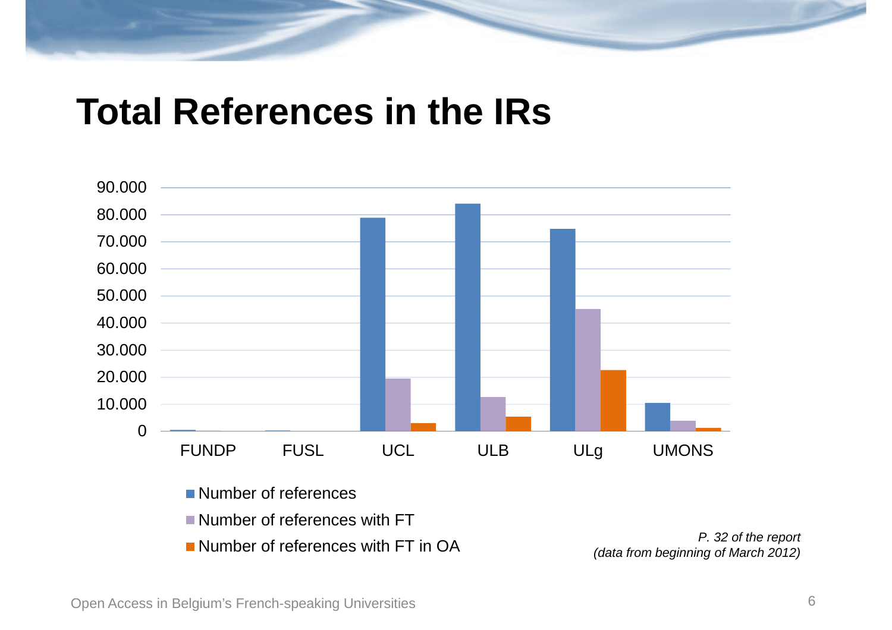# Total References in the IRs

- Number of references
- Number of references with FT
- Number of references with FT in OA

*P. 32 of the report*
*(data from beginning of March 2012)*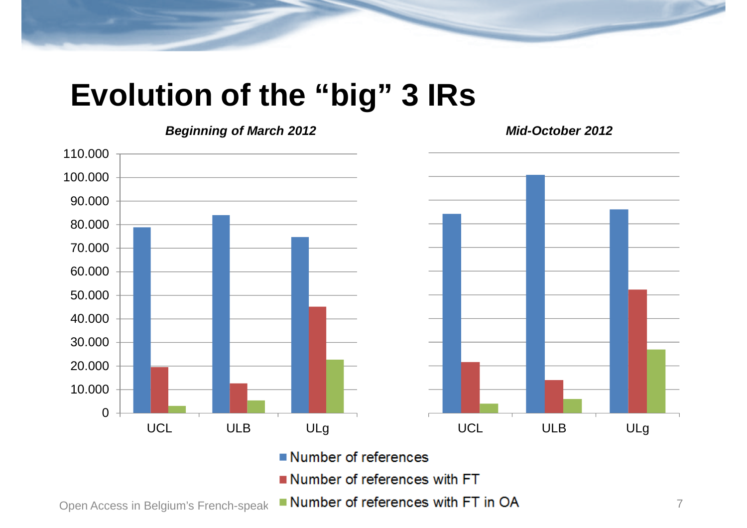# Evolution of the "big" 3 IRs

*Beginning of March 2012*

*Mid-October 2012*

110.000
100.000
90.000
80.000
70.000
60.000
50.000
40.000
30.000
20.000
10.000
0

UCL ULB ULg

UCL ULB ULg

- Number of references
- Number of references with FT
- Number of references with FT in OA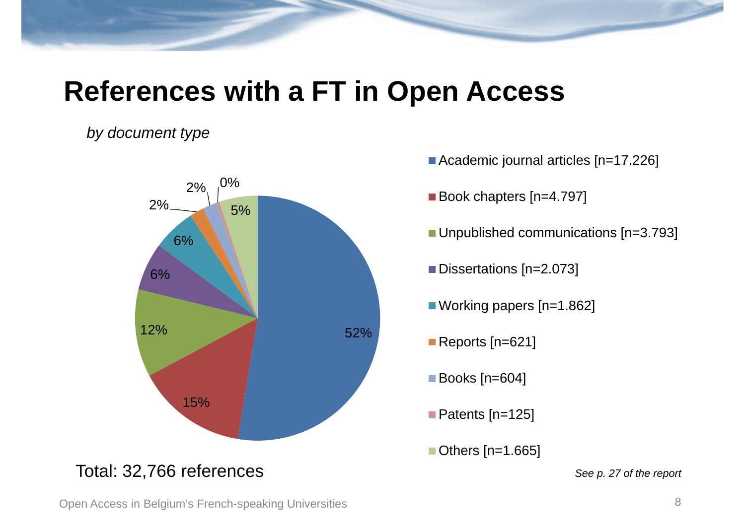# References with a FT in Open Access

*by document type*

| Document type | n | % |
| --- | --- | --- |
| Academic journal articles | 17.226 | 52% |
| Book chapters | 4.797 | 15% |
| Unpublished communications | 3.793 | 12% |
| Dissertations | 2.073 | 6% |
| Working papers | 1.862 | 6% |
| Reports | 621 | 2% |
| Books | 604 | 2% |
| Patents | 125 | 0% |
| Others | 1.665 | 5% |

Total: 32,766 references

*See p. 27 of the report*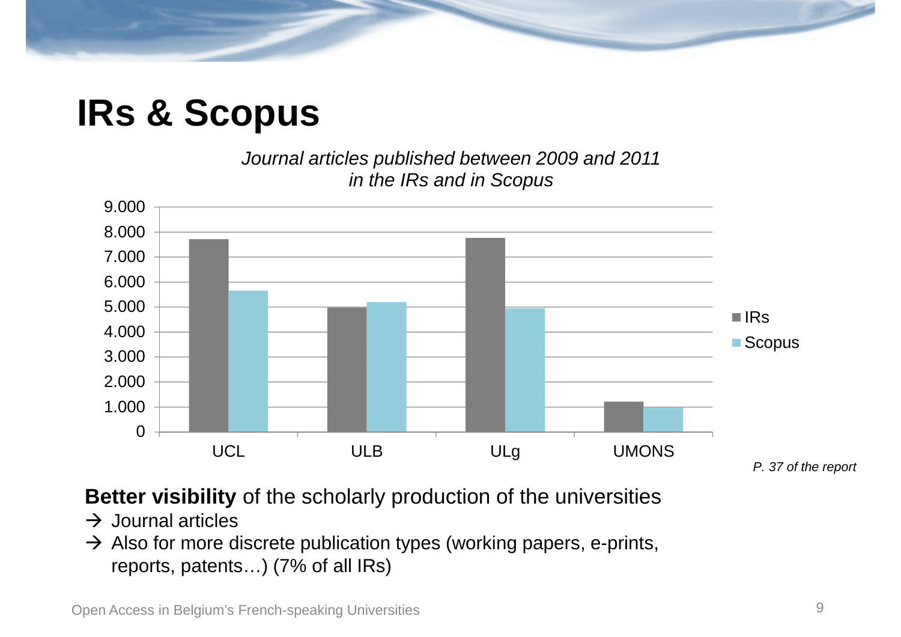# IRs & Scopus

*Journal articles published between 2009 and 2011 in the IRs and in Scopus*

| | IRs | Scopus |
|---|---|---|
| UCL | ~7.700 | ~5.650 |
| ULB | ~5.000 | ~5.200 |
| ULg | ~7.750 | ~4.950 |
| UMONS | ~1.200 | ~1.000 |

*P. 37 of the report*

**Better visibility** of the scholarly production of the universities

→ Journal articles

→ Also for more discrete publication types (working papers, e-prints, reports, patents…) (7% of all IRs)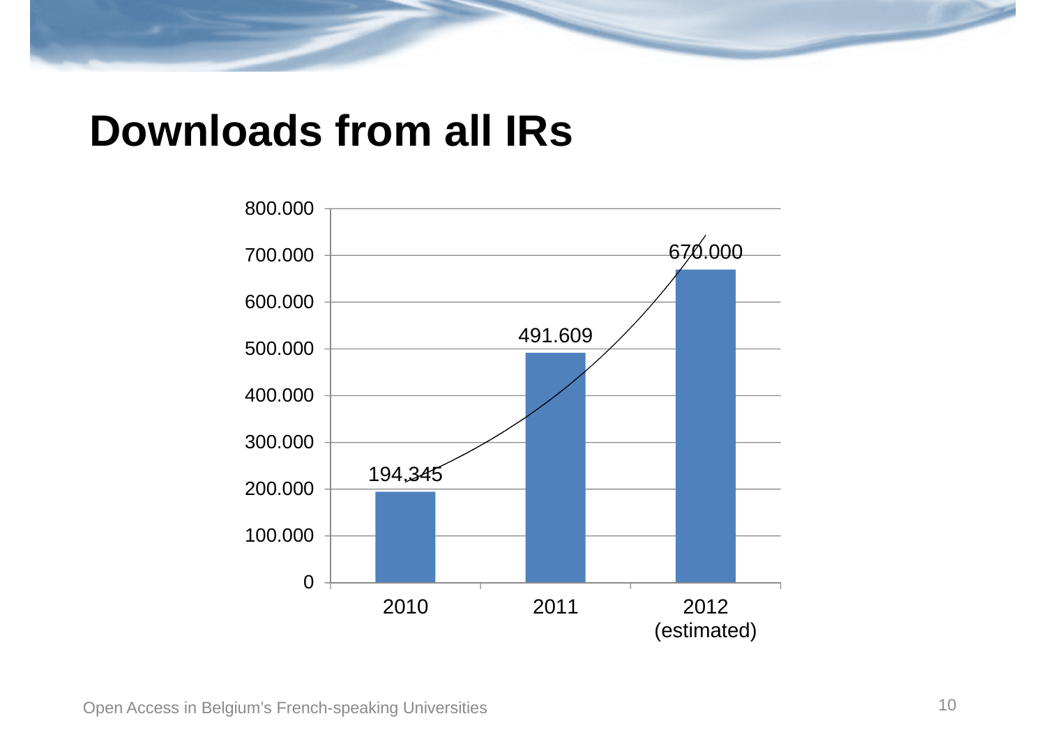# Downloads from all IRs

| Year | Downloads |
| --- | --- |
| 2010 | 194.345 |
| 2011 | 491.609 |
| 2012 (estimated) | 670.000 |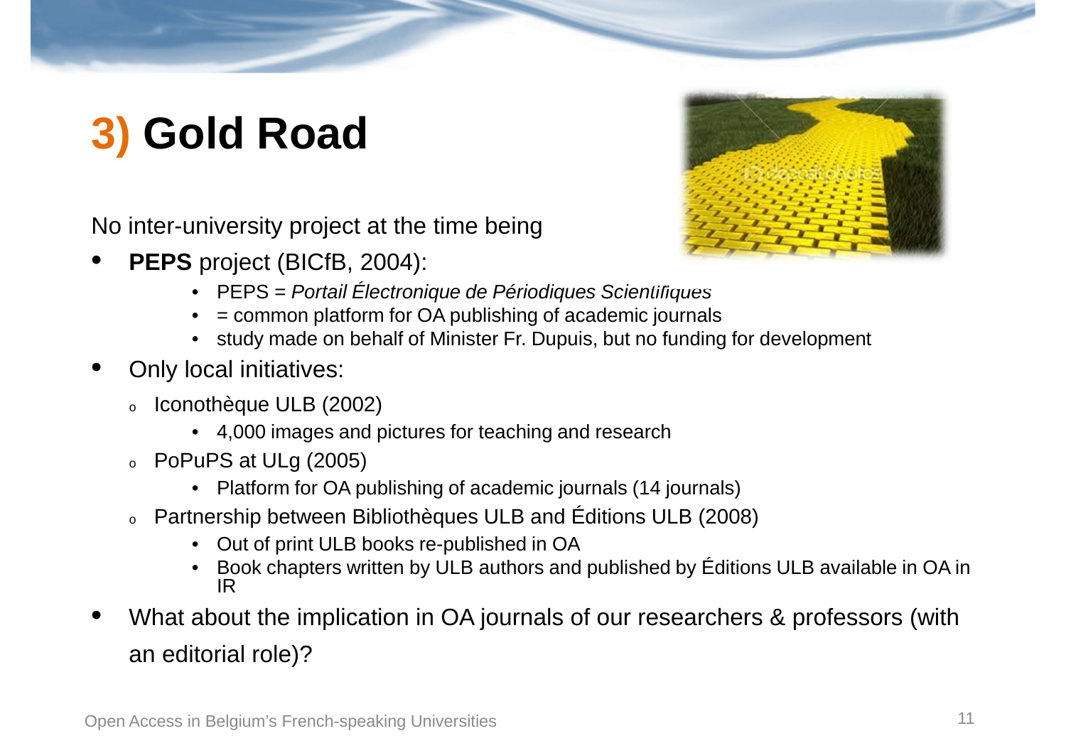# 3) Gold Road

No inter-university project at the time being

- **PEPS** project (BICfB, 2004):
  - PEPS = *Portail Électronique de Périodiques Scientifiques*
  - = common platform for OA publishing of academic journals
  - study made on behalf of Minister Fr. Dupuis, but no funding for development
- Only local initiatives:
  - Iconothèque ULB (2002)
    - 4,000 images and pictures for teaching and research
  - PoPuPS at ULg (2005)
    - Platform for OA publishing of academic journals (14 journals)
  - Partnership between Bibliothèques ULB and Éditions ULB (2008)
    - Out of print ULB books re-published in OA
    - Book chapters written by ULB authors and published by Éditions ULB available in OA in IR
- What about the implication in OA journals of our researchers & professors (with an editorial role)?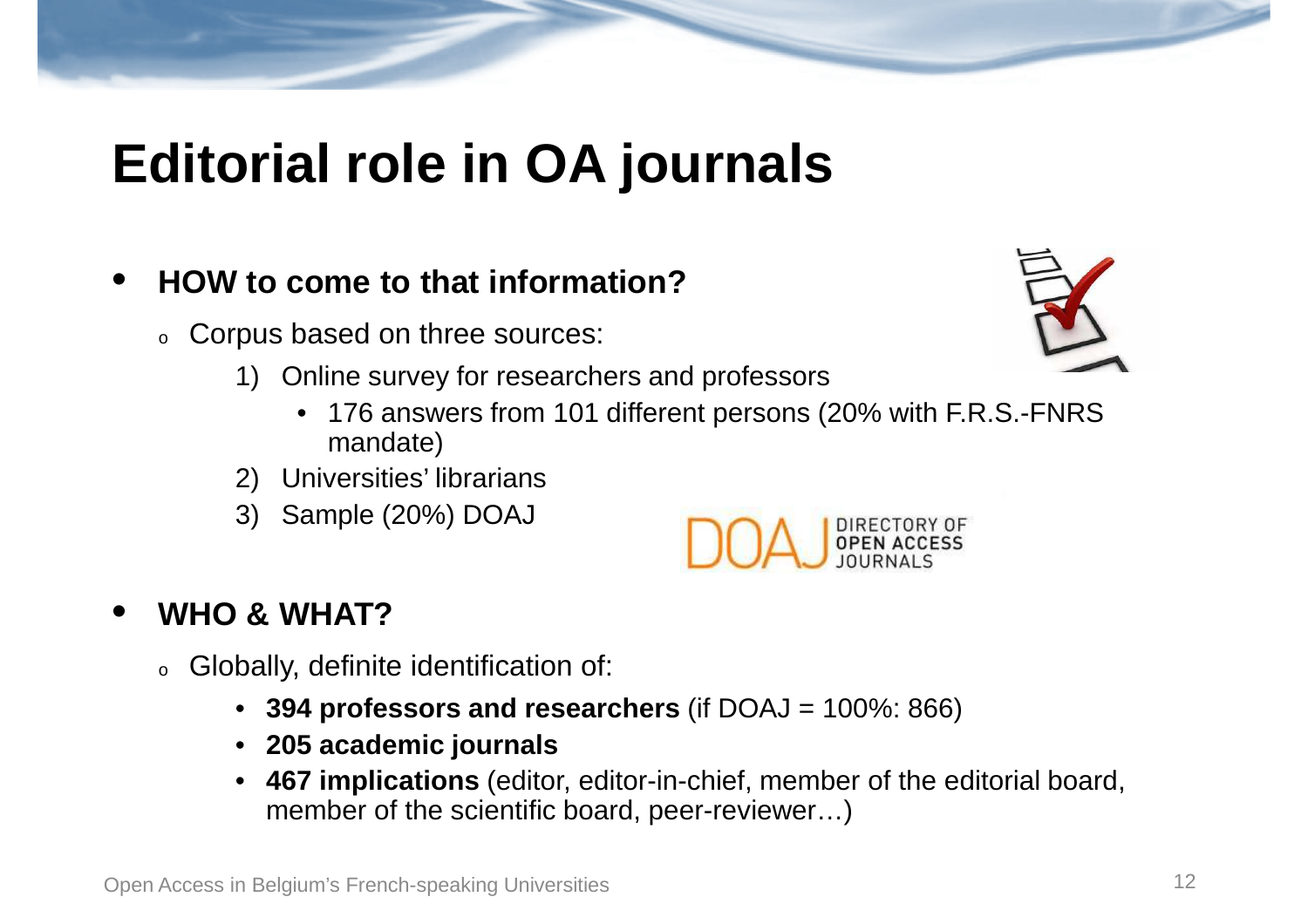# Editorial role in OA journals

- **HOW to come to that information?**
  - Corpus based on three sources:
    1) Online survey for researchers and professors
       - 176 answers from 101 different persons (20% with F.R.S.-FNRS mandate)
    2) Universities' librarians
    3) Sample (20%) DOAJ

- **WHO & WHAT?**
  - Globally, definite identification of:
    - **394 professors and researchers** (if DOAJ = 100%: 866)
    - **205 academic journals**
    - **467 implications** (editor, editor-in-chief, member of the editorial board, member of the scientific board, peer-reviewer…)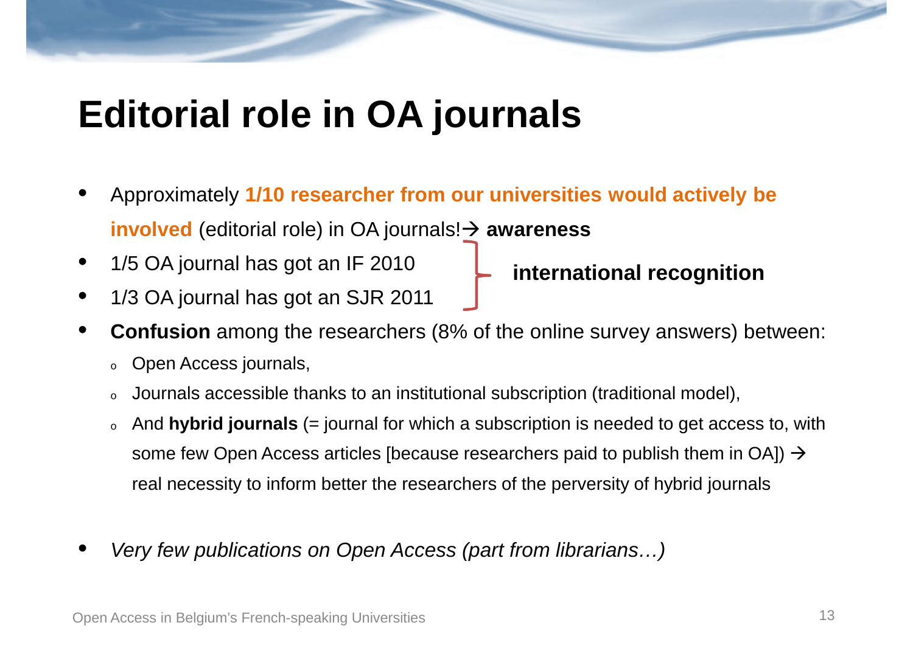# Editorial role in OA journals

- Approximately **1/10 researcher from our universities would actively be involved** (editorial role) in OA journals!→ **awareness**
- 1/5 OA journal has got an IF 2010
- 1/3 OA journal has got an SJR 2011

**international recognition**

- **Confusion** among the researchers (8% of the online survey answers) between:
  - Open Access journals,
  - Journals accessible thanks to an institutional subscription (traditional model),
  - And **hybrid journals** (= journal for which a subscription is needed to get access to, with some few Open Access articles [because researchers paid to publish them in OA]) → real necessity to inform better the researchers of the perversity of hybrid journals

- *Very few publications on Open Access (part from librarians…)*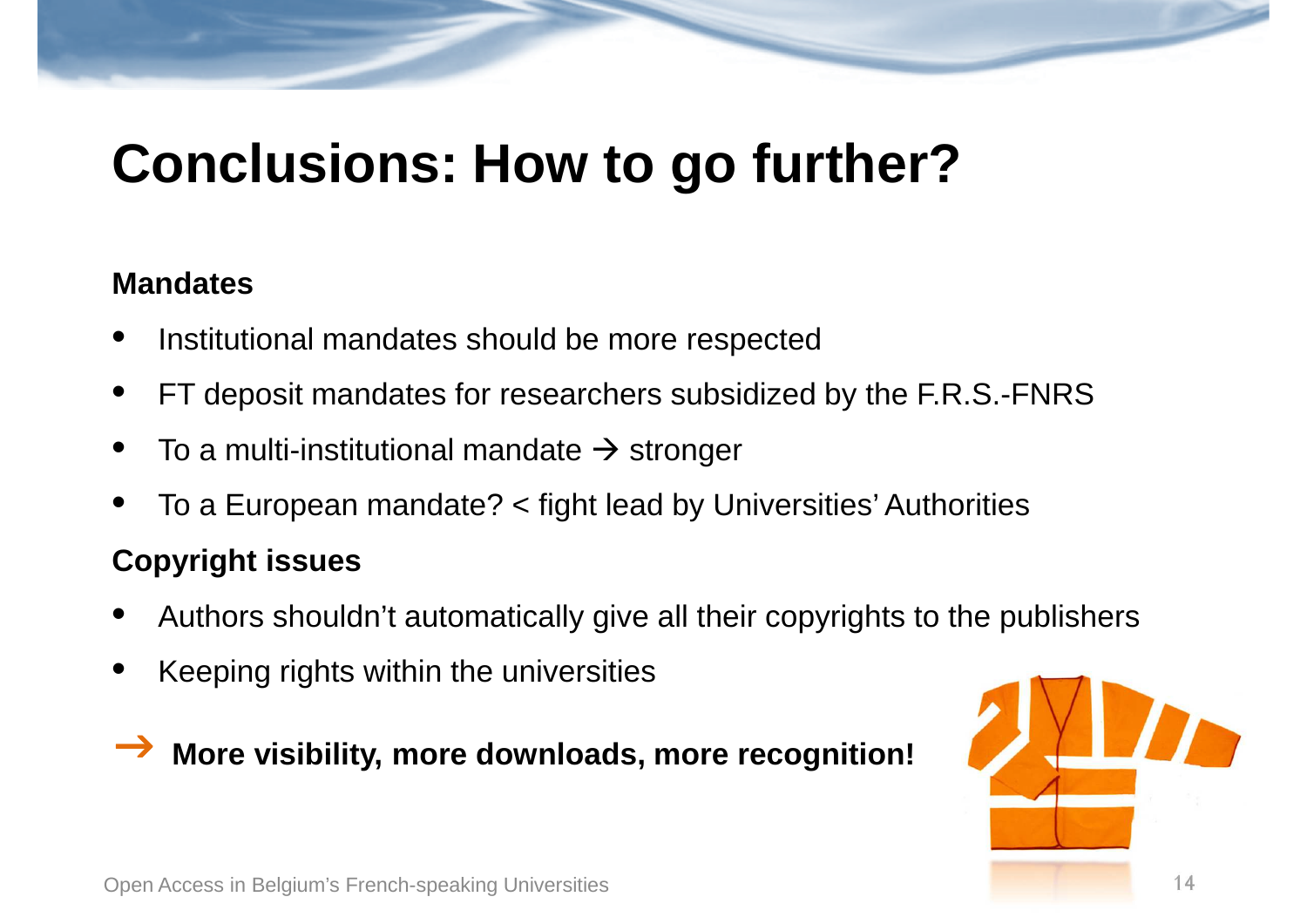# Conclusions: How to go further?

**Mandates**

- Institutional mandates should be more respected
- FT deposit mandates for researchers subsidized by the F.R.S.-FNRS
- To a multi-institutional mandate → stronger
- To a European mandate? < fight lead by Universities' Authorities

**Copyright issues**

- Authors shouldn't automatically give all their copyrights to the publishers
- Keeping rights within the universities

→ **More visibility, more downloads, more recognition!**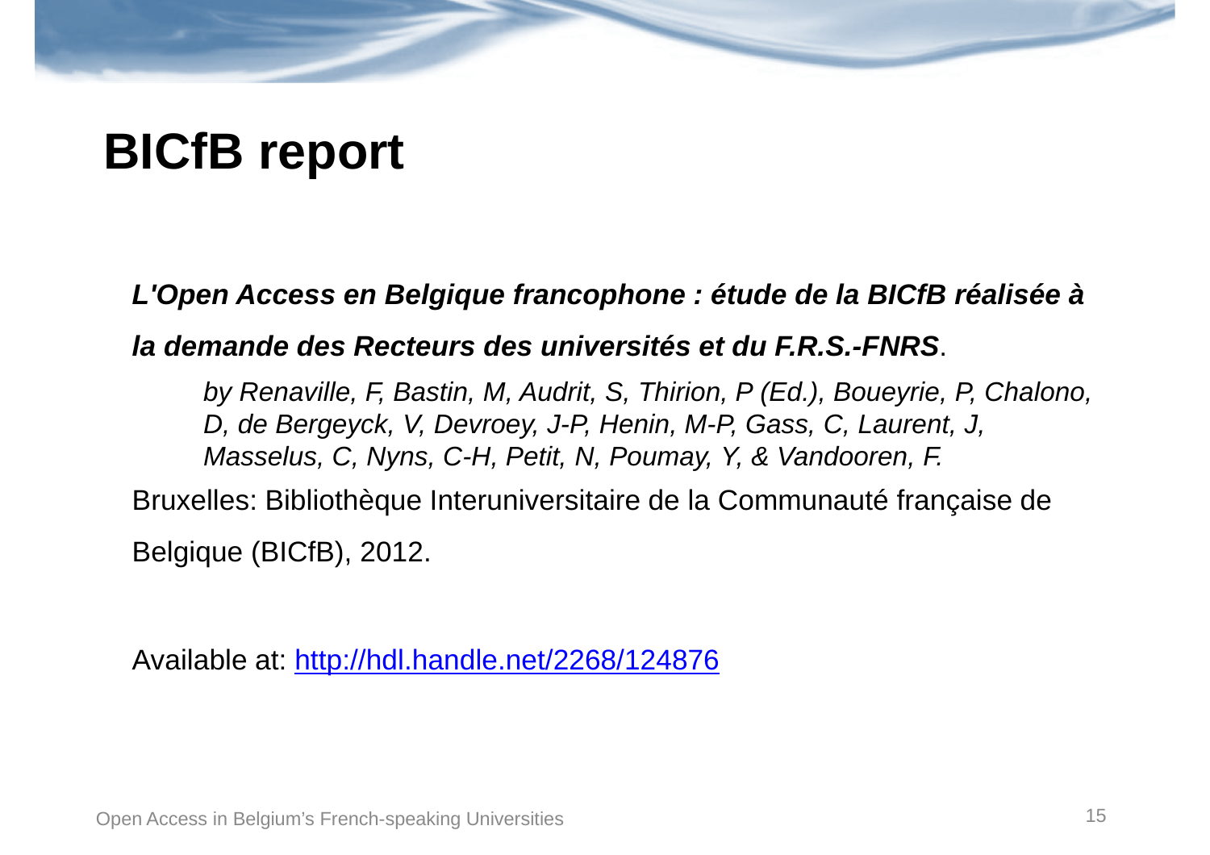# BICfB report

***L'Open Access en Belgique francophone : étude de la BICfB réalisée à la demande des Recteurs des universités et du F.R.S.-FNRS***.

*by Renaville, F, Bastin, M, Audrit, S, Thirion, P (Ed.), Boueyrie, P, Chalono, D, de Bergeyck, V, Devroey, J-P, Henin, M-P, Gass, C, Laurent, J, Masselus, C, Nyns, C-H, Petit, N, Poumay, Y, & Vandooren, F.*

Bruxelles: Bibliothèque Interuniversitaire de la Communauté française de Belgique (BICfB), 2012.

Available at: [http://hdl.handle.net/2268/124876](http://hdl.handle.net/2268/124876)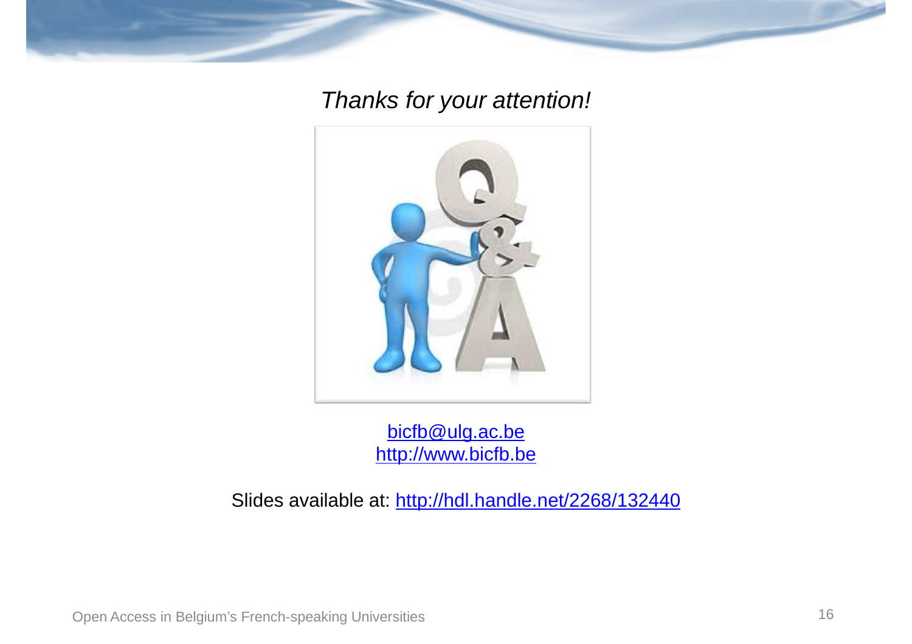*Thanks for your attention!*

bicfb@ulg.ac.be
http://www.bicfb.be

Slides available at: http://hdl.handle.net/2268/132440